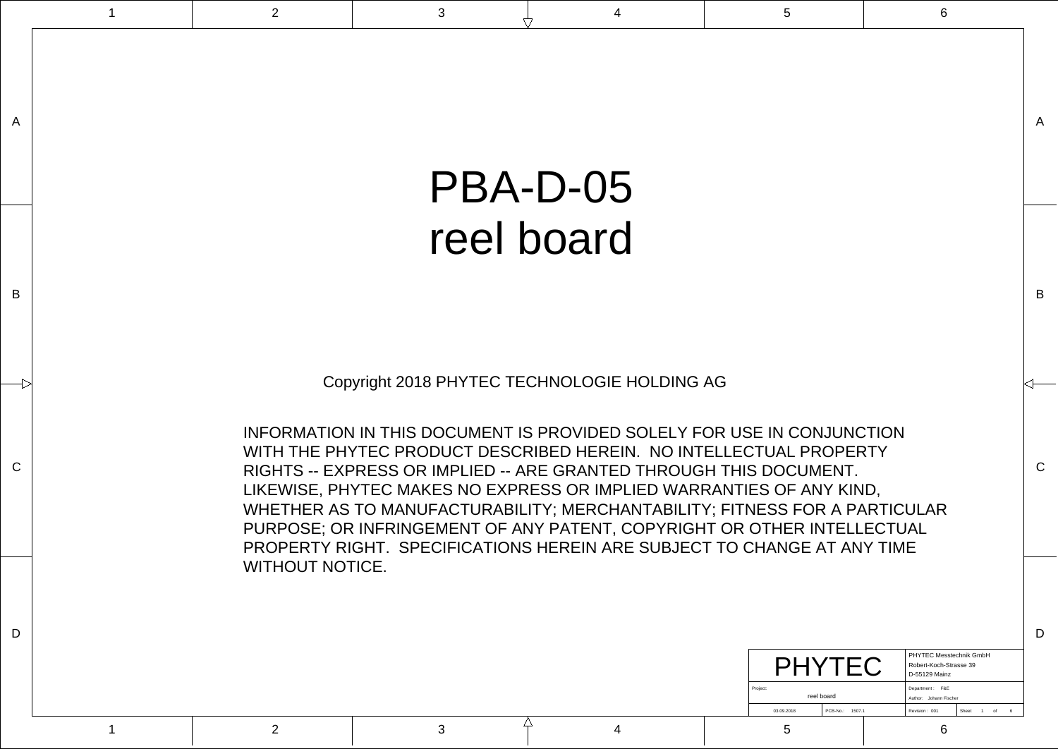# PBA-D-05
# reel board

Copyright 2018 PHYTEC TECHNOLOGIE HOLDING AG

INFORMATION IN THIS DOCUMENT IS PROVIDED SOLELY FOR USE IN CONJUNCTION WITH THE PHYTEC PRODUCT DESCRIBED HEREIN. NO INTELLECTUAL PROPERTY RIGHTS -- EXPRESS OR IMPLIED -- ARE GRANTED THROUGH THIS DOCUMENT. LIKEWISE, PHYTEC MAKES NO EXPRESS OR IMPLIED WARRANTIES OF ANY KIND, WHETHER AS TO MANUFACTURABILITY; MERCHANTABILITY; FITNESS FOR A PARTICULAR PURPOSE; OR INFRINGEMENT OF ANY PATENT, COPYRIGHT OR OTHER INTELLECTUAL PROPERTY RIGHT. SPECIFICATIONS HEREIN ARE SUBJECT TO CHANGE AT ANY TIME WITHOUT NOTICE.

| PHYTEC | | PHYTEC Messtechnik GmbH<br>Robert-Koch-Strasse 39<br>D-55129 Mainz | |
|---|---|---|---|
| Project: reel board | | Department: F&E<br>Author: Johann Fischer | |
| 03.09.2018 | PCB-No.: 1507.1 | Revision: 001 | Sheet 1 of 6 |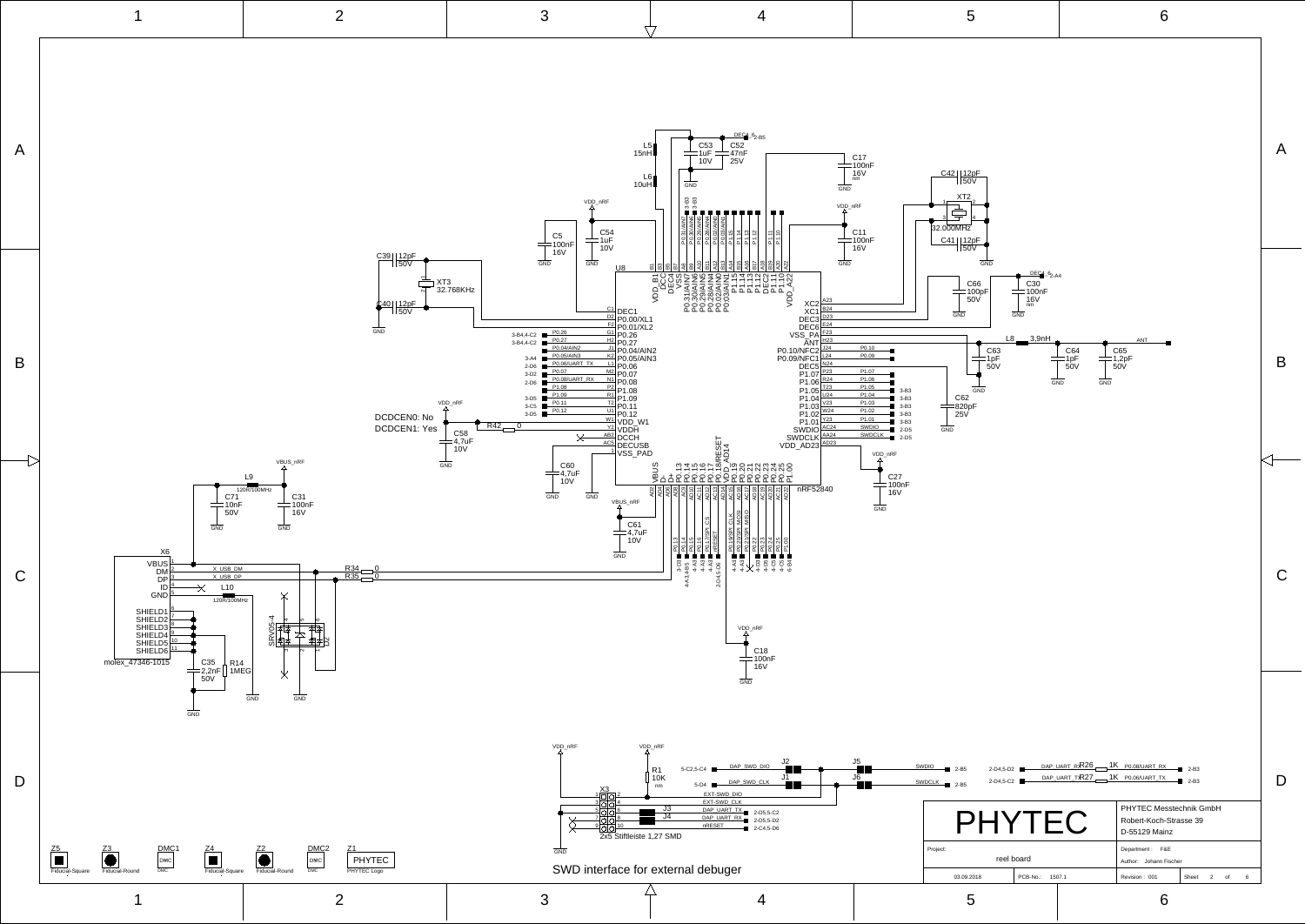SWD interface for external debuger

DCDCEN0: No
DCDCEN1: Yes

| PHYTEC | PHYTEC Messtechnik GmbH<br>Robert-Koch-Strasse 39<br>D-55129 Mainz |
|---|---|
| Project: reel board | Department: F&E<br>Author: Johann Fischer |
| 03.09.2018 · PCB-No.: 1507.1 | Revision: 001 · Sheet 2 of 6 |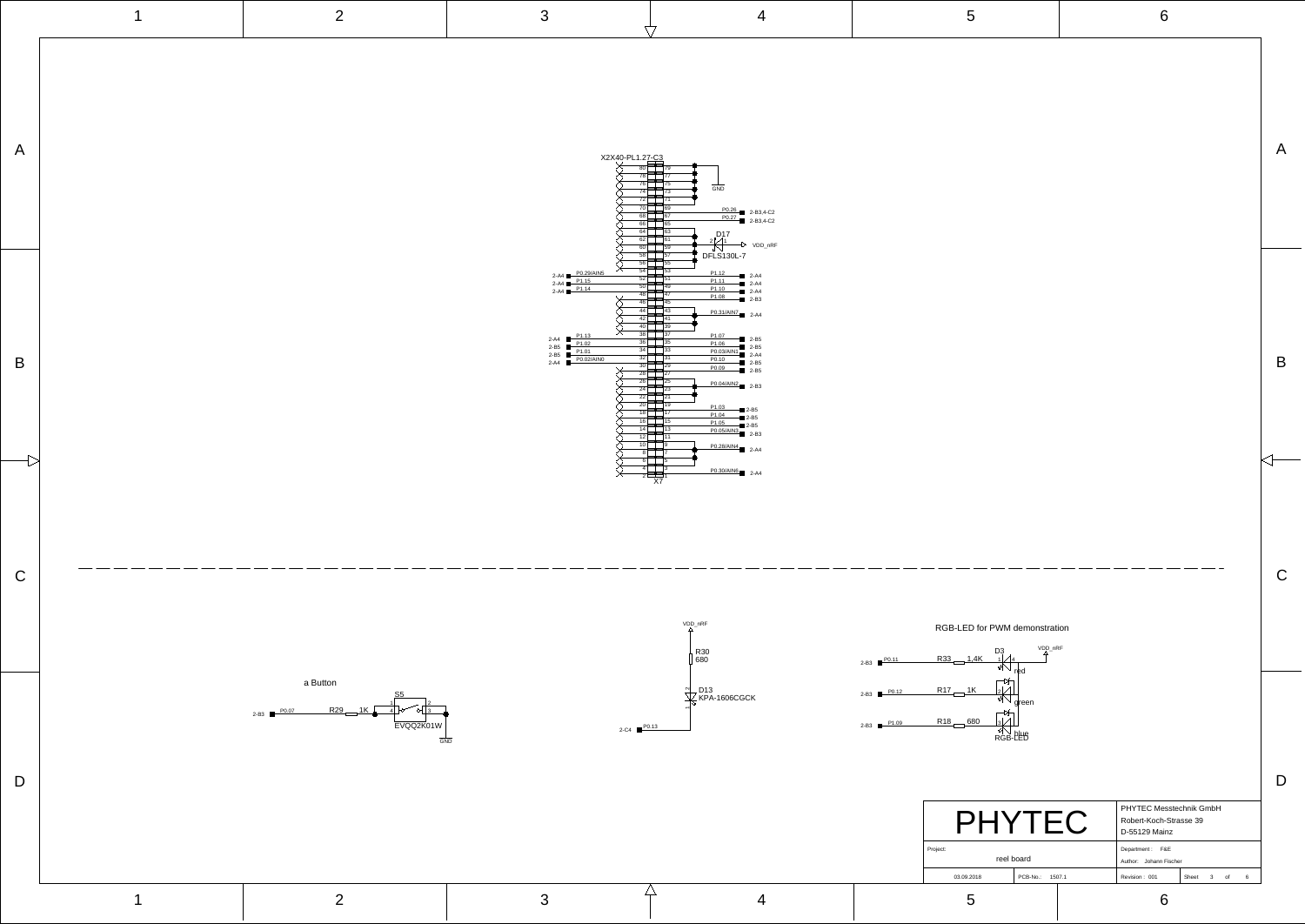X2X40-PL1.27-C3

X7

| Signal | Ref | Pin | Pin | Signal | Ref |
|---|---|---|---|---|---|
| | | 80 | 79 | GND | |
| | | 78 | 77 | GND | |
| | | 76 | 75 | GND | |
| | | 74 | 73 | GND | |
| | | 72 | 71 | GND | |
| | | 70 | 69 | P0.26 | 2-B3,4-C2 |
| | | 68 | 67 | P0.27 | 2-B3,4-C2 |
| | | 66 | 65 | | |
| | | 64 | 63 | | |
| | | 62 | 61 | D17 DFLS130L-7 → VDD_nRF | |
| | | 60 | 59 | | |
| | | 58 | 57 | | |
| | | 56 | 55 | | |
| P0.29/AIN5 | 2-A4 | 54 | 53 | | |
| P1.15 | 2-A4 | 52 | 51 | P1.12 | 2-A4 |
| P1.14 | 2-A4 | 50 | 49 | P1.11 | 2-A4 |
| | | 48 | 47 | P1.10 | 2-A4 |
| | | 46 | 45 | P1.08 | 2-B3 |
| | | 44 | 43 | P0.31/AIN7 | 2-A4 |
| | | 42 | 41 | | |
| | | 40 | 39 | | |
| P1.13 | 2-A4 | 38 | 37 | P1.07 | 2-B5 |
| P1.02 | 2-B5 | 36 | 35 | P1.06 | 2-B5 |
| P1.01 | 2-B5 | 34 | 33 | P0.03/AIN1 | 2-A4 |
| P0.02/AIN0 | 2-A4 | 32 | 31 | P0.10 | 2-B5 |
| | | 30 | 29 | P0.09 | 2-B5 |
| | | 28 | 27 | | |
| | | 26 | 25 | P0.04/AIN2 | 2-B3 |
| | | 24 | 23 | | |
| | | 22 | 21 | | |
| | | 20 | 19 | P1.03 | 2-B5 |
| | | 18 | 17 | P1.04 | 2-B5 |
| | | 16 | 15 | P1.05 | 2-B5 |
| | | 14 | 13 | P0.05/AIN3 | 2-B3 |
| | | 12 | 11 | | |
| | | 10 | 9 | P0.28/AIN4 | 2-A4 |
| | | 8 | 7 | | |
| | | 6 | 5 | | |
| | | 4 | 3 | P0.30/AIN6 | 2-A4 |
| | | 2 | 1 | | |

a Button

2-B3 P0.07 — R29 1K — S5 EVQQ2K01W — GND

VDD_nRF — R30 680 — D13 KPA-1606CGCK — P0.13 2-C4

RGB-LED for PWM demonstration

- 2-B3 P0.11 — R33 1,4K — D3 red — VDD_nRF
- 2-B3 P0.12 — R17 1K — green
- 2-B3 P1.09 — R18 680 — blue

RGB-LED

PHYTEC

PHYTEC Messtechnik GmbH
Robert-Koch-Strasse 39
D-55129 Mainz

Project: reel board

Department: F&E
Author: Johann Fischer

03.09.2018 | PCB-No.: 1507.1 | Revision: 001 | Sheet 3 of 6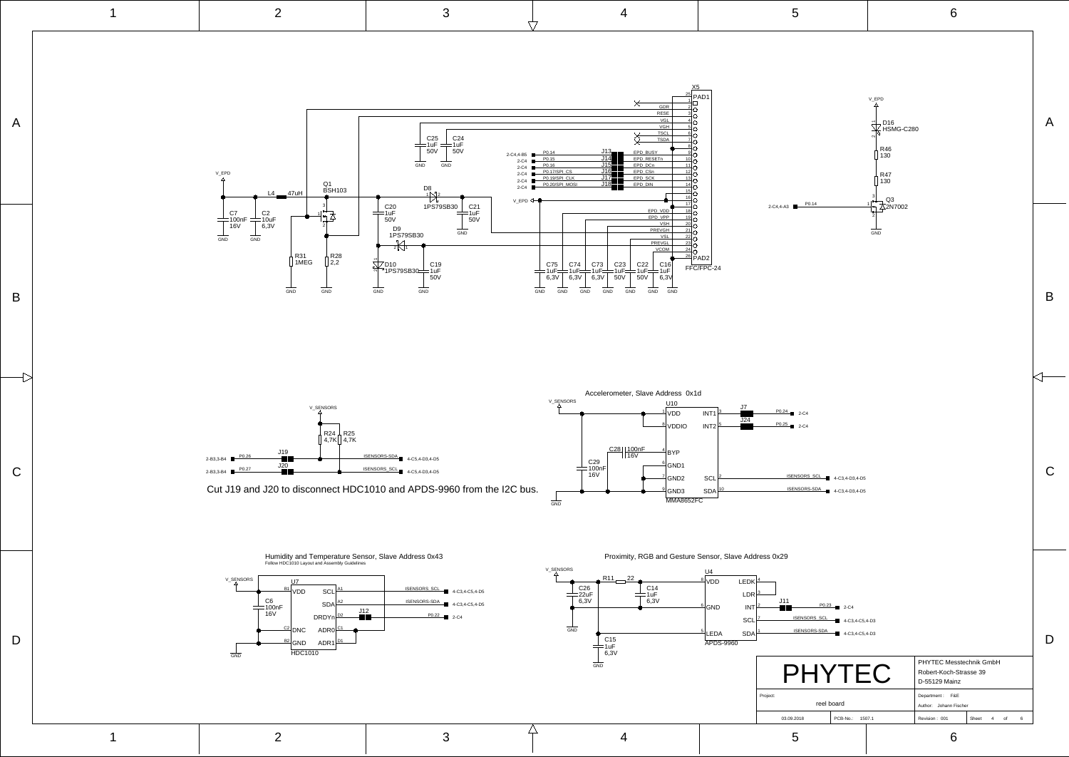## Accelerometer, Slave Address 0x1d

U10 MMA8652FC

| Pin | Name | Net |
| --- | --- | --- |
| 1 | VDD | V_SENSORS |
| 8 | VDDIO | V_SENSORS |
| 4 | BYP | C28 100nF 16V |
| 6 | GND1 | GND |
| 7 | GND2 | GND |
| 9 | GND3 | GND |
| 3 | INT1 | J7 – P0.24 (2-C4) |
| 5 | INT2 | J24 – P0.25 (2-C4) |
| 2 | SCL | ISENSORS_SCL (4-C3,4-D3,4-D5) |
| 10 | SDA | ISENSORS-SDA (4-C3,4-D3,4-D5) |

C29 100nF 16V

V_SENSORS: R24 4,7K, R25 4,7K

J19: P0.26 (2-B3,3-B4) – ISENSORS-SDA (4-C5,4-D3,4-D5)

J20: P0.27 (2-B3,3-B4) – ISENSORS_SCL (4-C5,4-D3,4-D5)

Cut J19 and J20 to disconnect HDC1010 and APDS-9960 from the I2C bus.

## Humidity and Temperature Sensor, Slave Address 0x43

Follow HDC1010 Layout and Assembly Guidelines

U7 HDC1010

| Pin | Name | Net |
| --- | --- | --- |
| B1 | VDD | V_SENSORS |
| C2 | DNC | |
| B2 | GND | GND |
| A1 | SCL | ISENSORS_SCL (4-C3,4-C5,4-D5) |
| A2 | SDA | ISENSORS-SDA (4-C3,4-C5,4-D5) |
| D2 | DRDYn | J12 – P0.22 (2-C4) |
| C1 | ADR0 | |
| D1 | ADR1 | |

C6 100nF 16V

## Proximity, RGB and Gesture Sensor, Slave Address 0x29

U4 APDS-9960

| Pin | Name | Net |
| --- | --- | --- |
| 8 | VDD | V_SENSORS via R11 22 |
| 6 | GND | GND |
| 5 | LEDA | V_SENSORS |
| 4 | LEDK | |
| 3 | LDR | |
| 2 | INT | J11 – P0.23 (2-C4) |
| 7 | SCL | ISENSORS_SCL (4-C3,4-C5,4-D3) |
| 1 | SDA | ISENSORS-SDA (4-C3,4-C5,4-D3) |

C26 22uF 6,3V; C14 1uF 6,3V; C15 1uF 6,3V

## EPD Connector

X5 FFC/FPC-24

| Pin | Net |
| --- | --- |
| 1 | GDR |
| 2 | RESE |
| 3 | VGL |
| 4 | VGH |
| 5 | TSCL |
| 6 | TSDA |
| 7 | |
| 8 | EPD_BUSY (J13 – P0.14, 2-C4,4-B5) |
| 9 | EPD_RESETn (J14 – P0.15, 2-C4) |
| 10 | EPD_DCn (J15 – P0.16, 2-C4) |
| 11 | EPD_CSn (J16 – P0.17/SPI_CS, 2-C4) |
| 12 | EPD_SCK (J17 – P0.19/SPI_CLK, 2-C4) |
| 13 | EPD_DIN (J18 – P0.20/SPI_MOSI, 2-C4) |
| 14 | |
| 15 | |
| 16 | EPD_VDD |
| 17 | EPD_VPP |
| 18 | VSH |
| 19 | PREVGH |
| 20 | VSL |
| 21 | PREVGL |
| 22 | VCOM |
| 25 | PAD1 |
| 26 | PAD2 |

Power circuit: V_EPD, L4 47uH, Q1 BSH103, C7 100nF 16V, C2 10uF 6,3V, R31 1MEG, R28 2,2, D8 1PS79SB30, D9 1PS79SB30, D10 1PS79SB30, C20 1uF 50V, C21 1uF 50V, C19 1uF 50V, C25 1uF 50V, C24 1uF 50V, C75 1uF 6,3V, C74 1uF 6,3V, C73 1uF 6,3V, C23 1uF 50V, C22 1uF 50V, C16 1uF 6,3V

LED circuit: V_EPD, D16 HSMG-C280, R46 130, R47 130, Q3 2N7002, P0.14 (2-C4,4-A3)

PHYTEC Messtechnik GmbH
Robert-Koch-Strasse 39
D-55129 Mainz

Project: reel board
Department: F&E
Author: Johann Fischer
03.09.2018 | PCB-No.: 1507.1 | Revision: 001 | Sheet 4 of 6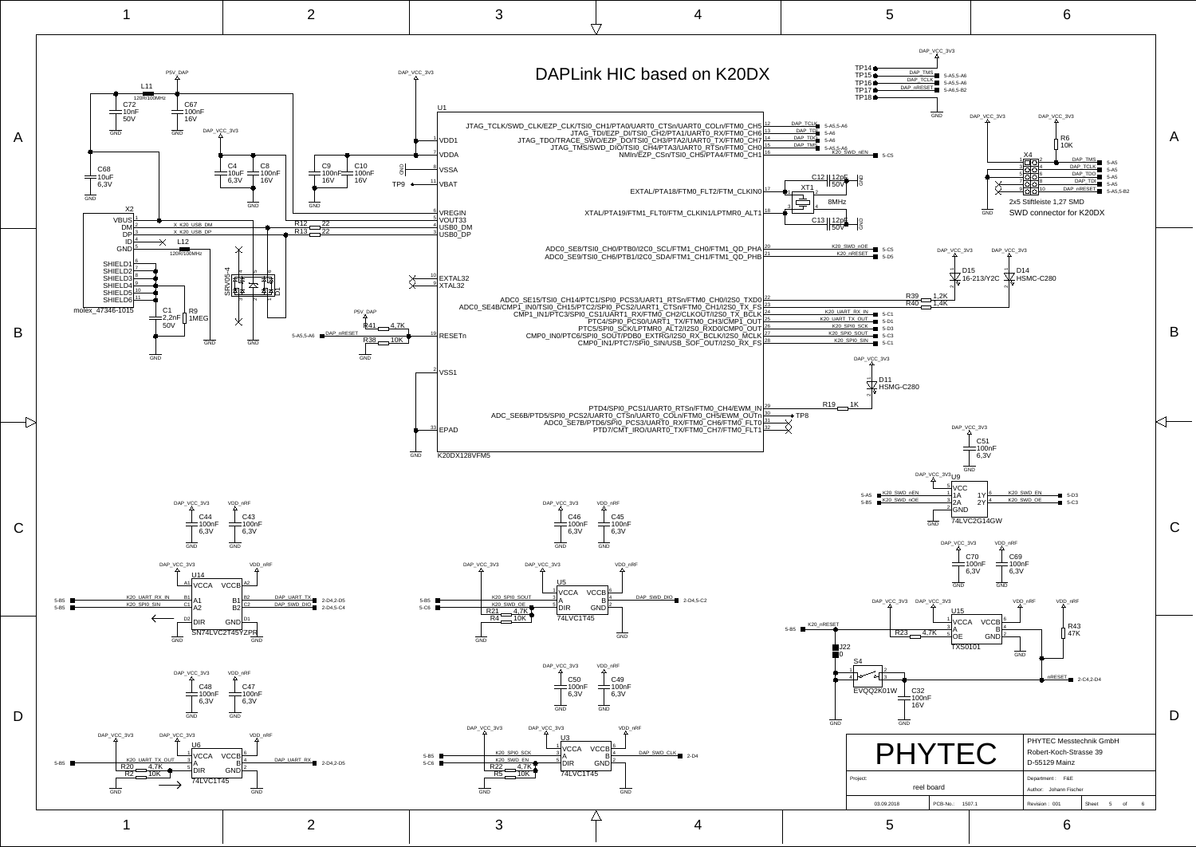# DAPLink HIC based on K20DX

| PHYTEC | PHYTEC Messtechnik GmbH<br>Robert-Koch-Strasse 39<br>D-55129 Mainz |
|---|---|
| Project: reel board | Department: F&E<br>Author: Johann Fischer |
| 03.09.2018 &nbsp; PCB-No.: 1507.1 | Revision: 001 &nbsp; Sheet 5 of 6 |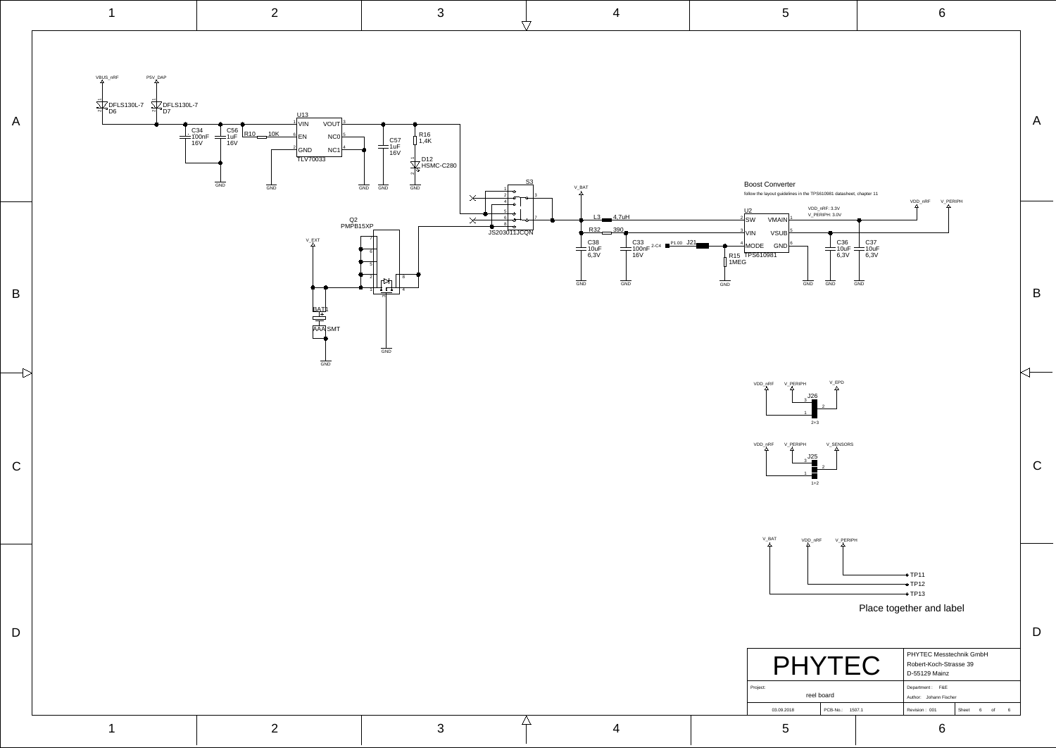VBUS_nRF
P5V_DAP

DFLS130L-7
D6
DFLS130L-7
D7

C34
100nF
16V

C56
1uF
16V

R10
10K

U13
VIN
VOUT
EN
NC0
GND
NC1
TLV70033

C57
1uF
16V

R16
1,4K

D12
HSMC-C280

GND

S3
JS203011JCQN

Q2
PMPB15XP

V_EXT

BAT1
AAA SMT

V_BAT

L3
4,7uH

R32
390

C38
10uF
6,3V

C33
100nF
16V

2-C4
P1.00
J21

R15
1MEG

Boost Converter

follow the layout guidelines in the TPS610981 datasheet, chapter 11

VDD_nRF: 3.3V
V_PERIPH: 3.0V

U2
SW
VMAIN
VIN
VSUB
MODE
GND
TPS610981

C36
10uF
6,3V

C37
10uF
6,3V

VDD_nRF
V_PERIPH

VDD_nRF
V_PERIPH
V_EPD
J26
2+3

VDD_nRF
V_PERIPH
V_SENSORS
J25
1+2

V_BAT
VDD_nRF
V_PERIPH

TP11
TP12
TP13

Place together and label

PHYTEC

PHYTEC Messtechnik GmbH
Robert-Koch-Strasse 39
D-55129 Mainz

Project: reel board

Department: F&E
Author: Johann Fischer

03.09.2018
PCB-No.: 1507.1
Revision: 001